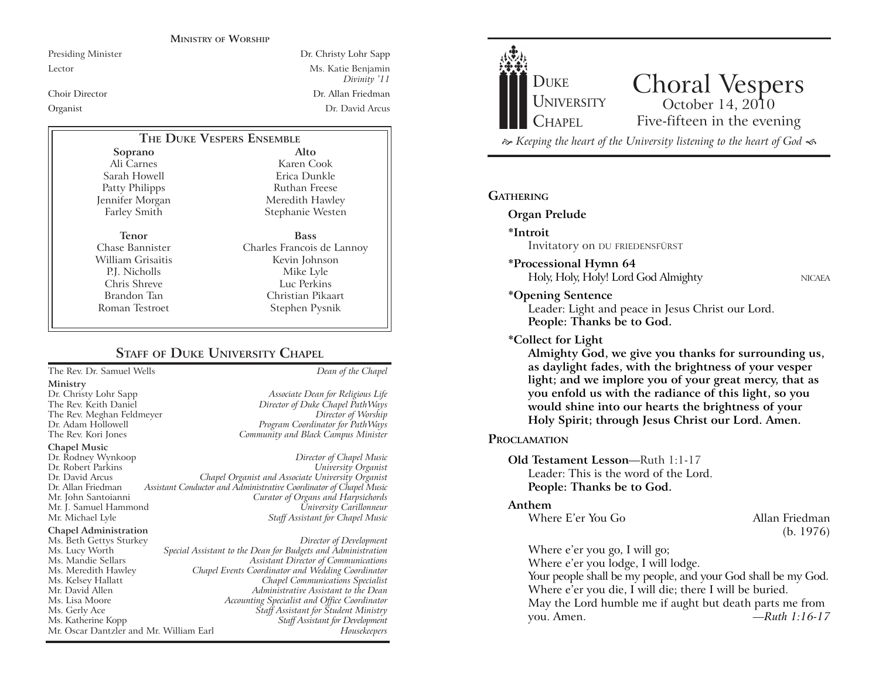## Ministry of Worship

| | |
|---|---|
| Presiding Minister | Dr. Christy Lohr Sapp |
| Lector | Ms. Katie Benjamin *Divinity '11* |
| Choir Director | Dr. Allan Friedman |
| Organist | Dr. David Arcus |

## The Duke Vespers Ensemble

| Soprano | Alto |
|---|---|
| Ali Carnes | Karen Cook |
| Sarah Howell | Erica Dunkle |
| Patty Philipps | Ruthan Freese |
| Jennifer Morgan | Meredith Hawley |
| Farley Smith | Stephanie Westen |

| Tenor | Bass |
|---|---|
| Chase Bannister | Charles Francois de Lannoy |
| William Grisaitis | Kevin Johnson |
| P.J. Nicholls | Mike Lyle |
| Chris Shreve | Luc Perkins |
| Brandon Tan | Christian Pikaart |
| Roman Testroet | Stephen Pysnik |

## Staff of Duke University Chapel

The Rev. Dr. Samuel Wells — *Dean of the Chapel*

**Ministry**

- Dr. Christy Lohr Sapp — *Associate Dean for Religious Life*
- The Rev. Keith Daniel — *Director of Duke Chapel PathWays*
- The Rev. Meghan Feldmeyer — *Director of Worship*
- Dr. Adam Hollowell — *Program Coordinator for PathWays*
- The Rev. Kori Jones — *Community and Black Campus Minister*

**Chapel Music**

- Dr. Rodney Wynkoop — *Director of Chapel Music*
- Dr. Robert Parkins — *University Organist*
- Dr. David Arcus — *Chapel Organist and Associate University Organist*
- Dr. Allan Friedman — *Assistant Conductor and Administrative Coordinator of Chapel Music*
- Mr. John Santoianni — *Curator of Organs and Harpsichords*
- Mr. J. Samuel Hammond — *University Carillonneur*
- Mr. Michael Lyle — *Staff Assistant for Chapel Music*

**Chapel Administration**

- Ms. Beth Gettys Sturkey — *Director of Development*
- Ms. Lucy Worth — *Special Assistant to the Dean for Budgets and Administration*
- Ms. Mandie Sellars — *Assistant Director of Communications*
- Ms. Meredith Hawley — *Chapel Events Coordinator and Wedding Coordinator*
- Ms. Kelsey Hallatt — *Chapel Communications Specialist*
- Mr. David Allen — *Administrative Assistant to the Dean*
- Ms. Lisa Moore — *Accounting Specialist and Office Coordinator*
- Ms. Gerly Ace — *Staff Assistant for Student Ministry*
- Ms. Katherine Kopp — *Staff Assistant for Development*
- Mr. Oscar Dantzler and Mr. William Earl — *Housekeepers*

---

Duke University Chapel

# Choral Vespers

October 14, 2010

Five-fifteen in the evening

*Keeping the heart of the University listening to the heart of God*

## Gathering

**Organ Prelude**

**\*Introit**
Invitatory on DU FRIEDENSFÜRST

**\*Processional Hymn 64**
Holy, Holy, Holy! Lord God Almighty — NICAEA

**\*Opening Sentence**
Leader: Light and peace in Jesus Christ our Lord.
**People: Thanks be to God.**

**\*Collect for Light**
**Almighty God, we give you thanks for surrounding us, as daylight fades, with the brightness of your vesper light; and we implore you of your great mercy, that as you enfold us with the radiance of this light, so you would shine into our hearts the brightness of your Holy Spirit; through Jesus Christ our Lord. Amen.**

## Proclamation

**Old Testament Lesson**—Ruth 1:1-17
Leader: This is the word of the Lord.
**People: Thanks be to God.**

**Anthem**
Where E'er You Go — Allan Friedman (b. 1976)

Where e'er you go, I will go;
Where e'er you lodge, I will lodge.
Your people shall be my people, and your God shall be my God.
Where e'er you die, I will die; there I will be buried.
May the Lord humble me if aught but death parts me from you. Amen. —*Ruth 1:16-17*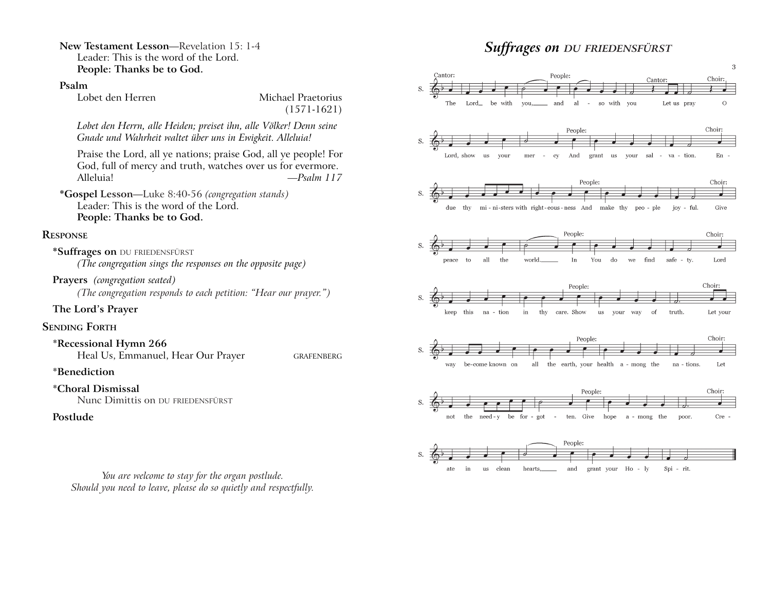**New Testament Lesson**—Revelation 15: 1-4
Leader: This is the word of the Lord.
**People: Thanks be to God.**

**Psalm**
Lobet den Herren — Michael Praetorius (1571-1621)

*Lobet den Herrn, alle Heiden; preiset ihn, alle Völker! Denn seine Gnade und Wahrheit waltet über uns in Ewigkeit. Alleluia!*

Praise the Lord, all ye nations; praise God, all ye people! For God, full of mercy and truth, watches over us for evermore. Alleluia! —*Psalm 117*

***Gospel Lesson**—Luke 8:40-56 *(congregation stands)*
Leader: This is the word of the Lord.
**People: Thanks be to God.**

## Response

***Suffrages on** DU FRIEDENSFÜRST
*(The congregation sings the responses on the opposite page)*

**Prayers** *(congregation seated)*
*(The congregation responds to each petition: "Hear our prayer.")*

**The Lord's Prayer**

## Sending Forth

***Recessional Hymn 266**
Heal Us, Emmanuel, Hear Our Prayer — GRAFENBERG

***Benediction**

***Choral Dismissal**
Nunc Dimittis on DU FRIEDENSFÜRST

**Postlude**

*You are welcome to stay for the organ postlude.*
*Should you need to leave, please do so quietly and respectfully.*

## *Suffrages on* DU FRIEDENSFÜRST

Cantor: The Lord be with you,
People: and also with you
Cantor: Let us pray
Choir: O Lord, show us your mercy
People: And grant us your salvation.
Choir: Endue thy ministers with righteousness
People: And make thy people joyful.
Choir: Give peace to all the world.
People: In You do we find safety.
Choir: Lord keep this nation in thy care.
People: Show us your way of truth.
Choir: Let your way become known on all the earth,
People: your health among the nations.
Choir: Let not the needy be forgotten.
People: Give hope among the poor.
Choir: Create in us clean hearts,
People: and grant your Holy Spirit.